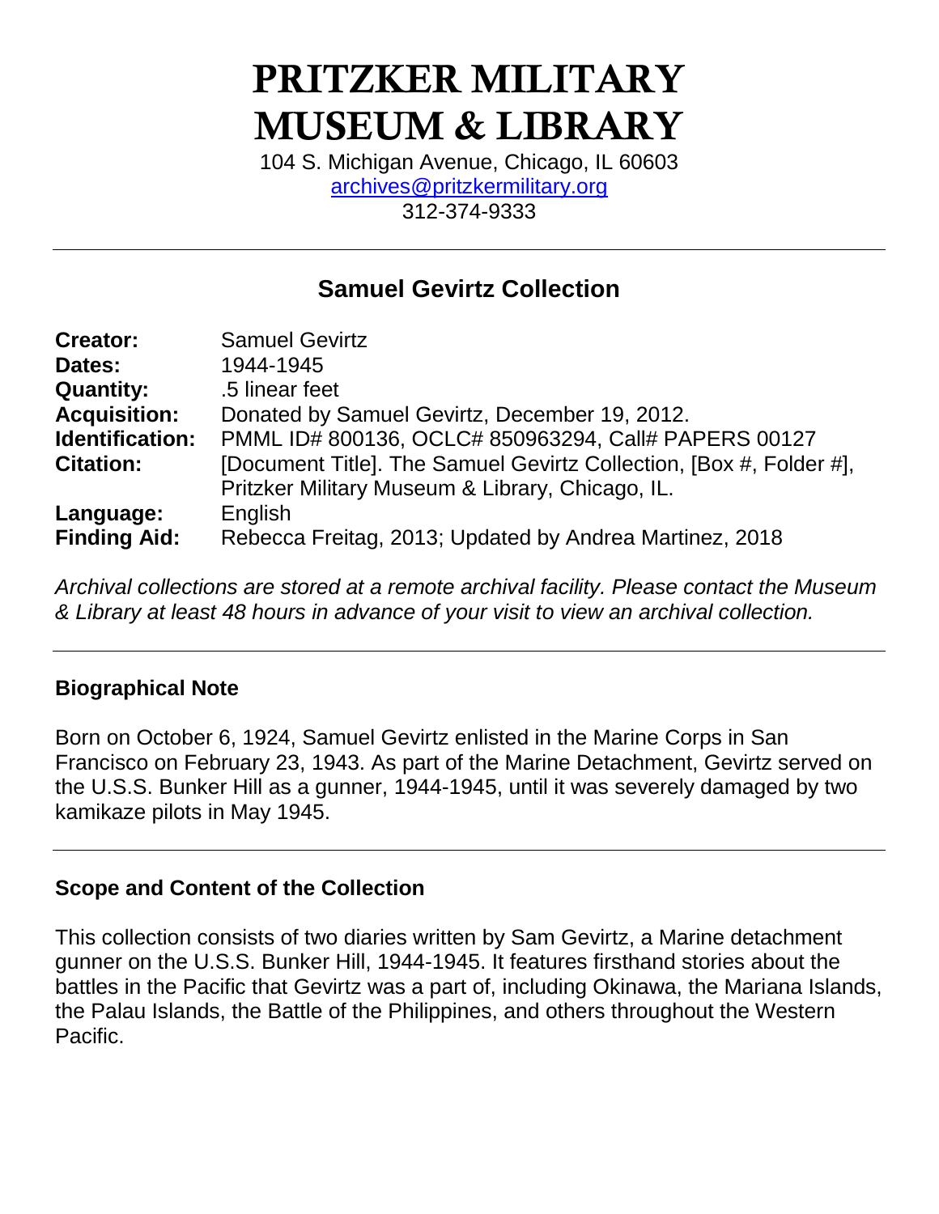# PRITZKER MILITARY MUSEUM & LIBRARY

104 S. Michigan Avenue, Chicago, IL 60603
archives@pritzkermilitary.org
312-374-9333

---

## Samuel Gevirtz Collection

| | |
|---|---|
| **Creator:** | Samuel Gevirtz |
| **Dates:** | 1944-1945 |
| **Quantity:** | .5 linear feet |
| **Acquisition:** | Donated by Samuel Gevirtz, December 19, 2012. |
| **Identification:** | PMML ID# 800136, OCLC# 850963294, Call# PAPERS 00127 |
| **Citation:** | [Document Title]. The Samuel Gevirtz Collection, [Box #, Folder #], Pritzker Military Museum & Library, Chicago, IL. |
| **Language:** | English |
| **Finding Aid:** | Rebecca Freitag, 2013; Updated by Andrea Martinez, 2018 |

*Archival collections are stored at a remote archival facility. Please contact the Museum & Library at least 48 hours in advance of your visit to view an archival collection.*

---

### Biographical Note

Born on October 6, 1924, Samuel Gevirtz enlisted in the Marine Corps in San Francisco on February 23, 1943. As part of the Marine Detachment, Gevirtz served on the U.S.S. Bunker Hill as a gunner, 1944-1945, until it was severely damaged by two kamikaze pilots in May 1945.

---

### Scope and Content of the Collection

This collection consists of two diaries written by Sam Gevirtz, a Marine detachment gunner on the U.S.S. Bunker Hill, 1944-1945. It features firsthand stories about the battles in the Pacific that Gevirtz was a part of, including Okinawa, the Mariana Islands, the Palau Islands, the Battle of the Philippines, and others throughout the Western Pacific.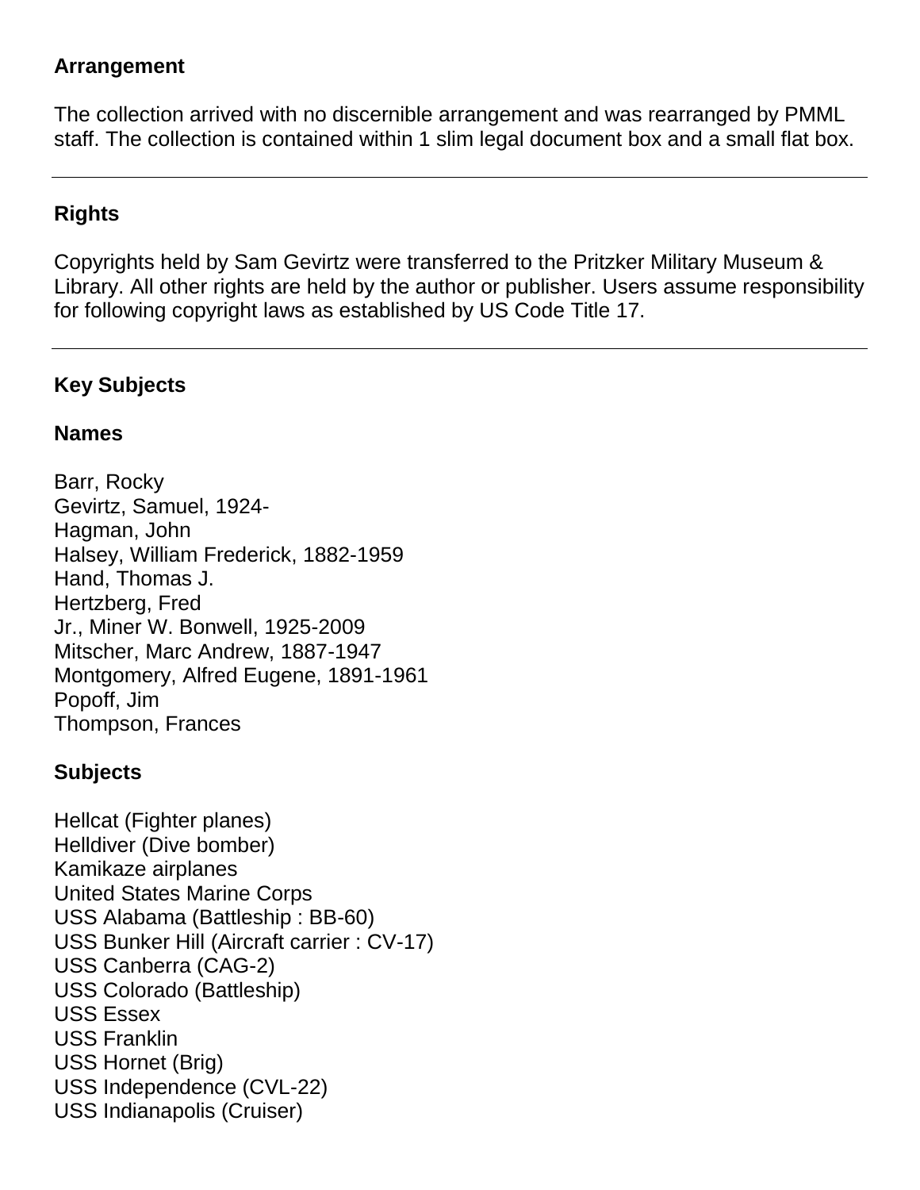## Arrangement

The collection arrived with no discernible arrangement and was rearranged by PMML staff. The collection is contained within 1 slim legal document box and a small flat box.

---

## Rights

Copyrights held by Sam Gevirtz were transferred to the Pritzker Military Museum & Library. All other rights are held by the author or publisher. Users assume responsibility for following copyright laws as established by US Code Title 17.

---

## Key Subjects

### Names

Barr, Rocky  
Gevirtz, Samuel, 1924-  
Hagman, John  
Halsey, William Frederick, 1882-1959  
Hand, Thomas J.  
Hertzberg, Fred  
Jr., Miner W. Bonwell, 1925-2009  
Mitscher, Marc Andrew, 1887-1947  
Montgomery, Alfred Eugene, 1891-1961  
Popoff, Jim  
Thompson, Frances

### Subjects

Hellcat (Fighter planes)  
Helldiver (Dive bomber)  
Kamikaze airplanes  
United States Marine Corps  
USS Alabama (Battleship : BB-60)  
USS Bunker Hill (Aircraft carrier : CV-17)  
USS Canberra (CAG-2)  
USS Colorado (Battleship)  
USS Essex  
USS Franklin  
USS Hornet (Brig)  
USS Independence (CVL-22)  
USS Indianapolis (Cruiser)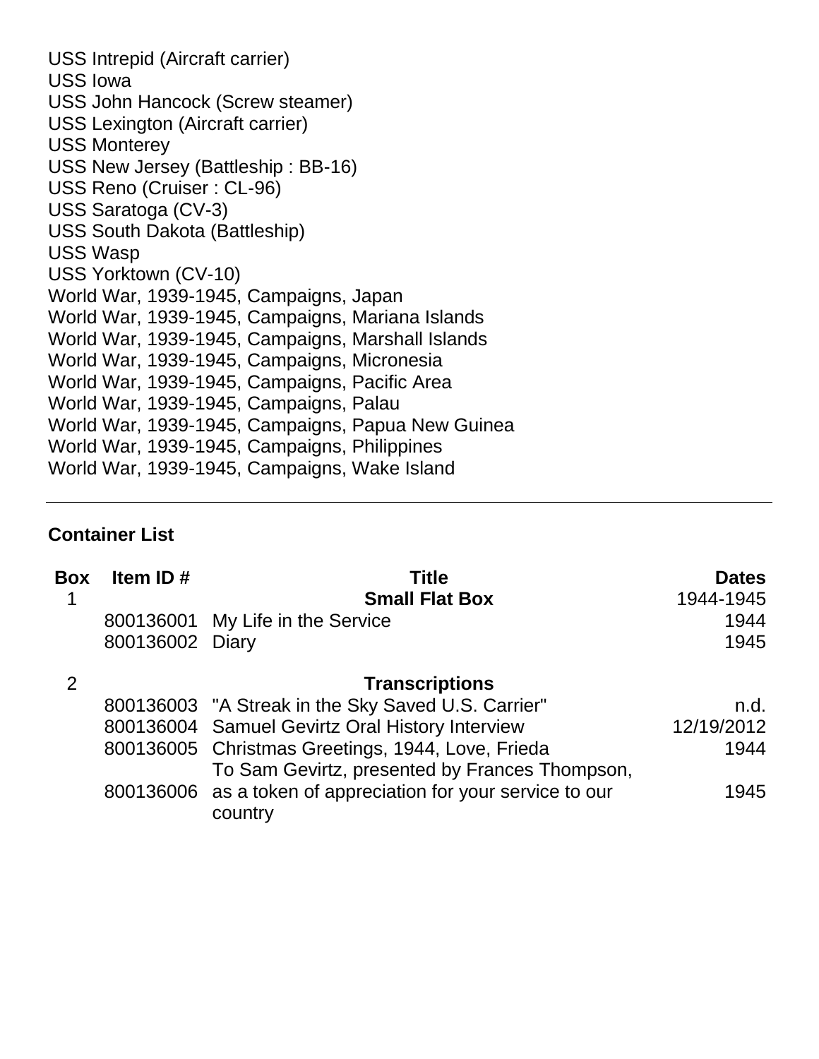USS Intrepid (Aircraft carrier)
USS Iowa
USS John Hancock (Screw steamer)
USS Lexington (Aircraft carrier)
USS Monterey
USS New Jersey (Battleship : BB-16)
USS Reno (Cruiser : CL-96)
USS Saratoga (CV-3)
USS South Dakota (Battleship)
USS Wasp
USS Yorktown (CV-10)
World War, 1939-1945, Campaigns, Japan
World War, 1939-1945, Campaigns, Mariana Islands
World War, 1939-1945, Campaigns, Marshall Islands
World War, 1939-1945, Campaigns, Micronesia
World War, 1939-1945, Campaigns, Pacific Area
World War, 1939-1945, Campaigns, Palau
World War, 1939-1945, Campaigns, Papua New Guinea
World War, 1939-1945, Campaigns, Philippines
World War, 1939-1945, Campaigns, Wake Island

---

## Container List

| Box | Item ID # | Title | Dates |
|---|---|---|---|
| 1 | | **Small Flat Box** | 1944-1945 |
| | 800136001 | My Life in the Service | 1944 |
| | 800136002 | Diary | 1945 |
| 2 | | **Transcriptions** | |
| | 800136003 | "A Streak in the Sky Saved U.S. Carrier" | n.d. |
| | 800136004 | Samuel Gevirtz Oral History Interview | 12/19/2012 |
| | 800136005 | Christmas Greetings, 1944, Love, Frieda | 1944 |
| | 800136006 | To Sam Gevirtz, presented by Frances Thompson, as a token of appreciation for your service to our country | 1945 |